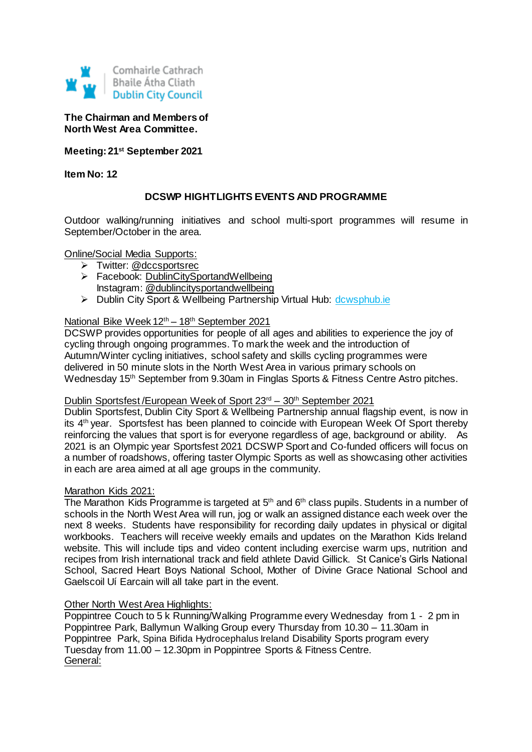Comhairle Cathrach
Bhaile Átha Cliath
Dublin City Council

**The Chairman and Members of**
**North West Area Committee.**

**Meeting: 21st September 2021**

**Item No: 12**

## DCSWP HIGHTLIGHTS EVENTS AND PROGRAMME

Outdoor walking/running initiatives and school multi-sport programmes will resume in September/October in the area.

Online/Social Media Supports:

- Twitter: @dccsportsrec
- Facebook: DublinCitySportandWellbeing
  Instagram: @dublincitysportandwellbeing
- Dublin City Sport & Wellbeing Partnership Virtual Hub: dcwsphub.ie

National Bike Week 12th – 18th September 2021

DCSWP provides opportunities for people of all ages and abilities to experience the joy of cycling through ongoing programmes. To mark the week and the introduction of Autumn/Winter cycling initiatives, school safety and skills cycling programmes were delivered in 50 minute slots in the North West Area in various primary schools on Wednesday 15th September from 9.30am in Finglas Sports & Fitness Centre Astro pitches.

Dublin Sportsfest /European Week of Sport 23rd – 30th September 2021

Dublin Sportsfest, Dublin City Sport & Wellbeing Partnership annual flagship event, is now in its 4th year. Sportsfest has been planned to coincide with European Week Of Sport thereby reinforcing the values that sport is for everyone regardless of age, background or ability. As 2021 is an Olympic year Sportsfest 2021 DCSWP Sport and Co-funded officers will focus on a number of roadshows, offering taster Olympic Sports as well as showcasing other activities in each are area aimed at all age groups in the community.

Marathon Kids 2021:

The Marathon Kids Programme is targeted at 5th and 6th class pupils. Students in a number of schools in the North West Area will run, jog or walk an assigned distance each week over the next 8 weeks. Students have responsibility for recording daily updates in physical or digital workbooks. Teachers will receive weekly emails and updates on the Marathon Kids Ireland website. This will include tips and video content including exercise warm ups, nutrition and recipes from Irish international track and field athlete David Gillick. St Canice's Girls National School, Sacred Heart Boys National School, Mother of Divine Grace National School and Gaelscoil Uí Earcain will all take part in the event.

Other North West Area Highlights:

Poppintree Couch to 5 k Running/Walking Programme every Wednesday from 1 - 2 pm in Poppintree Park, Ballymun Walking Group every Thursday from 10.30 – 11.30am in Poppintree Park, Spina Bifida Hydrocephalus Ireland Disability Sports program every Tuesday from 11.00 – 12.30pm in Poppintree Sports & Fitness Centre.

General: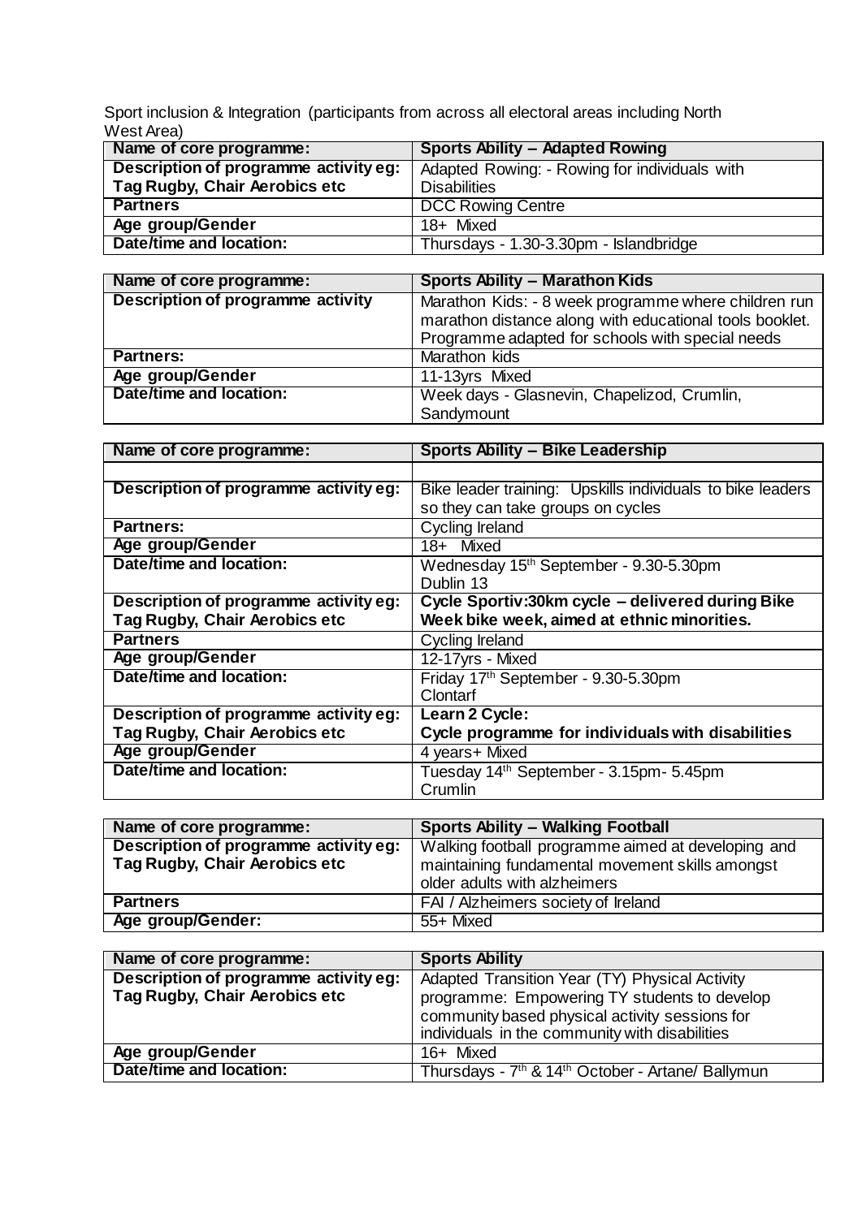Sport inclusion & Integration (participants from across all electoral areas including North West Area)

| Name of core programme: | Sports Ability – Adapted Rowing |
| --- | --- |
| Description of programme activity eg: Tag Rugby, Chair Aerobics etc | Adapted Rowing: - Rowing for individuals with Disabilities |
| Partners | DCC Rowing Centre |
| Age group/Gender | 18+ Mixed |
| Date/time and location: | Thursdays - 1.30-3.30pm - Islandbridge |

| Name of core programme: | Sports Ability – Marathon Kids |
| --- | --- |
| Description of programme activity | Marathon Kids: - 8 week programme where children run marathon distance along with educational tools booklet. Programme adapted for schools with special needs |
| Partners: | Marathon kids |
| Age group/Gender | 11-13yrs Mixed |
| Date/time and location: | Week days - Glasnevin, Chapelizod, Crumlin, Sandymount |

| Name of core programme: | Sports Ability – Bike Leadership |
| --- | --- |
| | |
| Description of programme activity eg: | Bike leader training: Upskills individuals to bike leaders so they can take groups on cycles |
| Partners: | Cycling Ireland |
| Age group/Gender | 18+ Mixed |
| Date/time and location: | Wednesday 15th September - 9.30-5.30pm Dublin 13 |
| **Description of programme activity eg: Tag Rugby, Chair Aerobics etc** | **Cycle Sportiv:30km cycle – delivered during Bike Week bike week, aimed at ethnic minorities.** |
| Partners | Cycling Ireland |
| Age group/Gender | 12-17yrs - Mixed |
| Date/time and location: | Friday 17th September - 9.30-5.30pm Clontarf |
| **Description of programme activity eg: Tag Rugby, Chair Aerobics etc** | **Learn 2 Cycle: Cycle programme for individuals with disabilities** |
| Age group/Gender | 4 years+ Mixed |
| Date/time and location: | Tuesday 14th September - 3.15pm- 5.45pm Crumlin |

| Name of core programme: | Sports Ability – Walking Football |
| --- | --- |
| Description of programme activity eg: Tag Rugby, Chair Aerobics etc | Walking football programme aimed at developing and maintaining fundamental movement skills amongst older adults with alzheimers |
| Partners | FAI / Alzheimers society of Ireland |
| Age group/Gender: | 55+ Mixed |

| Name of core programme: | Sports Ability |
| --- | --- |
| Description of programme activity eg: Tag Rugby, Chair Aerobics etc | Adapted Transition Year (TY) Physical Activity programme: Empowering TY students to develop community based physical activity sessions for individuals in the community with disabilities |
| Age group/Gender | 16+ Mixed |
| Date/time and location: | Thursdays - 7th & 14th October - Artane/ Ballymun |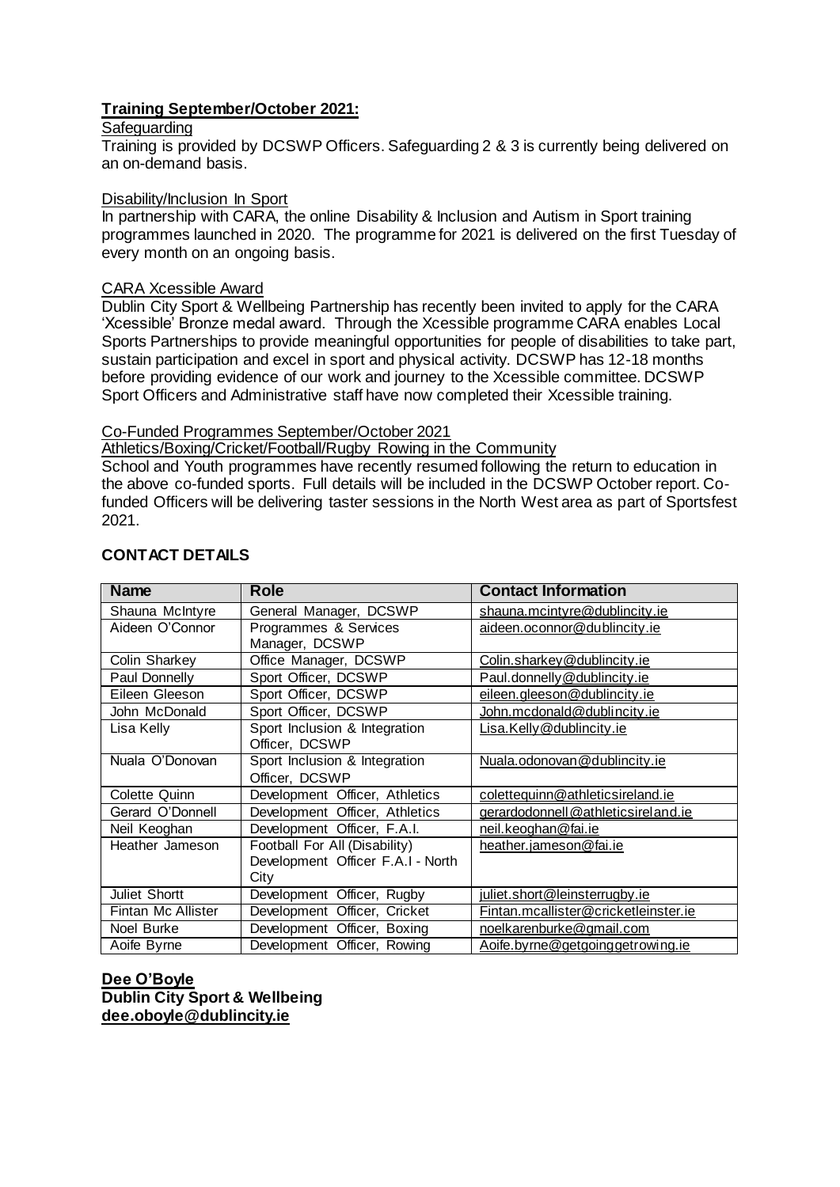## **Training September/October 2021:**

Safeguarding

Training is provided by DCSWP Officers. Safeguarding 2 & 3 is currently being delivered on an on-demand basis.

Disability/Inclusion In Sport

In partnership with CARA, the online Disability & Inclusion and Autism in Sport training programmes launched in 2020. The programme for 2021 is delivered on the first Tuesday of every month on an ongoing basis.

CARA Xcessible Award

Dublin City Sport & Wellbeing Partnership has recently been invited to apply for the CARA 'Xcessible' Bronze medal award. Through the Xcessible programme CARA enables Local Sports Partnerships to provide meaningful opportunities for people of disabilities to take part, sustain participation and excel in sport and physical activity. DCSWP has 12-18 months before providing evidence of our work and journey to the Xcessible committee. DCSWP Sport Officers and Administrative staff have now completed their Xcessible training.

Co-Funded Programmes September/October 2021

Athletics/Boxing/Cricket/Football/Rugby Rowing in the Community

School and Youth programmes have recently resumed following the return to education in the above co-funded sports. Full details will be included in the DCSWP October report. Co-funded Officers will be delivering taster sessions in the North West area as part of Sportsfest 2021.

## **CONTACT DETAILS**

| Name | Role | Contact Information |
|---|---|---|
| Shauna McIntyre | General Manager, DCSWP | shauna.mcintyre@dublincity.ie |
| Aideen O'Connor | Programmes & Services Manager, DCSWP | aideen.oconnor@dublincity.ie |
| Colin Sharkey | Office Manager, DCSWP | Colin.sharkey@dublincity.ie |
| Paul Donnelly | Sport Officer, DCSWP | Paul.donnelly@dublincity.ie |
| Eileen Gleeson | Sport Officer, DCSWP | eileen.gleeson@dublincity.ie |
| John McDonald | Sport Officer, DCSWP | John.mcdonald@dublincity.ie |
| Lisa Kelly | Sport Inclusion & Integration Officer, DCSWP | Lisa.Kelly@dublincity.ie |
| Nuala O'Donovan | Sport Inclusion & Integration Officer, DCSWP | Nuala.odonovan@dublincity.ie |
| Colette Quinn | Development Officer, Athletics | colettequinn@athleticsireland.ie |
| Gerard O'Donnell | Development Officer, Athletics | gerardodonnell@athleticsireland.ie |
| Neil Keoghan | Development Officer, F.A.I. | neil.keoghan@fai.ie |
| Heather Jameson | Football For All (Disability) Development Officer F.A.I - North City | heather.jameson@fai.ie |
| Juliet Shortt | Development Officer, Rugby | juliet.short@leinsterrugby.ie |
| Fintan Mc Allister | Development Officer, Cricket | Fintan.mcallister@cricketleinster.ie |
| Noel Burke | Development Officer, Boxing | noelkarenburke@gmail.com |
| Aoife Byrne | Development Officer, Rowing | Aoife.byrne@getgoinggetrowing.ie |

**Dee O'Boyle**
**Dublin City Sport & Wellbeing**
**dee.oboyle@dublincity.ie**